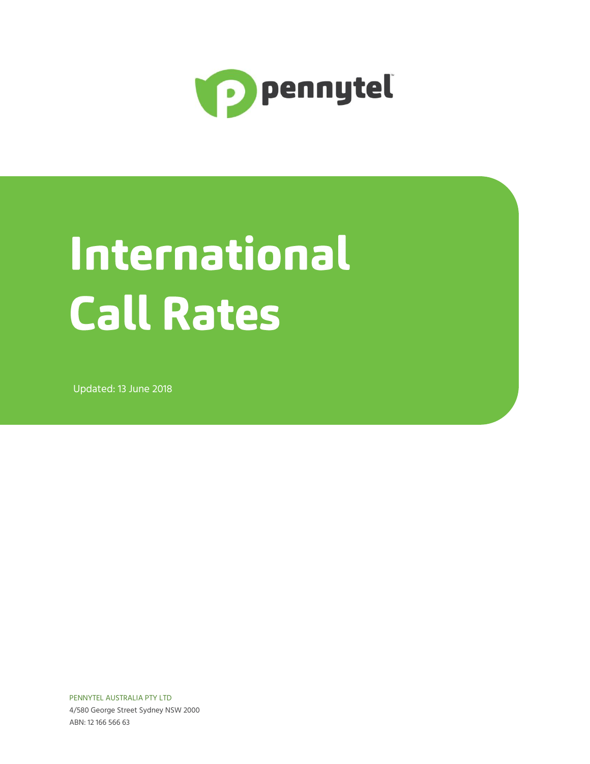pennytel

# International Call Rates

Updated: 13 June 2018

PENNYTEL AUSTRALIA PTY LTD
4/580 George Street Sydney NSW 2000
ABN: 12 166 566 63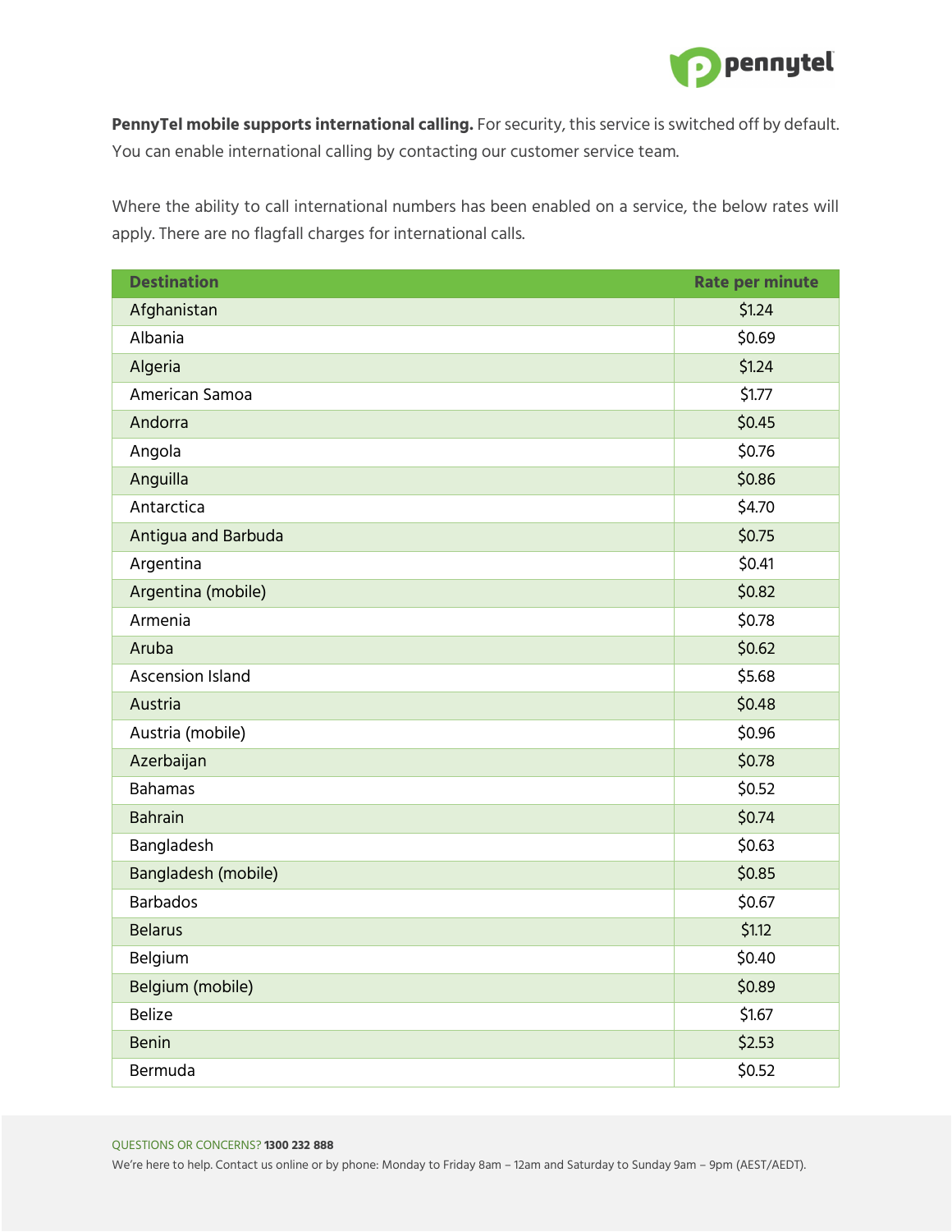**PennyTel mobile supports international calling.** For security, this service is switched off by default. You can enable international calling by contacting our customer service team.

Where the ability to call international numbers has been enabled on a service, the below rates will apply. There are no flagfall charges for international calls.

| Destination | Rate per minute |
|---|---|
| Afghanistan | $1.24 |
| Albania | $0.69 |
| Algeria | $1.24 |
| American Samoa | $1.77 |
| Andorra | $0.45 |
| Angola | $0.76 |
| Anguilla | $0.86 |
| Antarctica | $4.70 |
| Antigua and Barbuda | $0.75 |
| Argentina | $0.41 |
| Argentina (mobile) | $0.82 |
| Armenia | $0.78 |
| Aruba | $0.62 |
| Ascension Island | $5.68 |
| Austria | $0.48 |
| Austria (mobile) | $0.96 |
| Azerbaijan | $0.78 |
| Bahamas | $0.52 |
| Bahrain | $0.74 |
| Bangladesh | $0.63 |
| Bangladesh (mobile) | $0.85 |
| Barbados | $0.67 |
| Belarus | $1.12 |
| Belgium | $0.40 |
| Belgium (mobile) | $0.89 |
| Belize | $1.67 |
| Benin | $2.53 |
| Bermuda | $0.52 |

QUESTIONS OR CONCERNS? **1300 232 888**
We're here to help. Contact us online or by phone: Monday to Friday 8am – 12am and Saturday to Sunday 9am – 9pm (AEST/AEDT).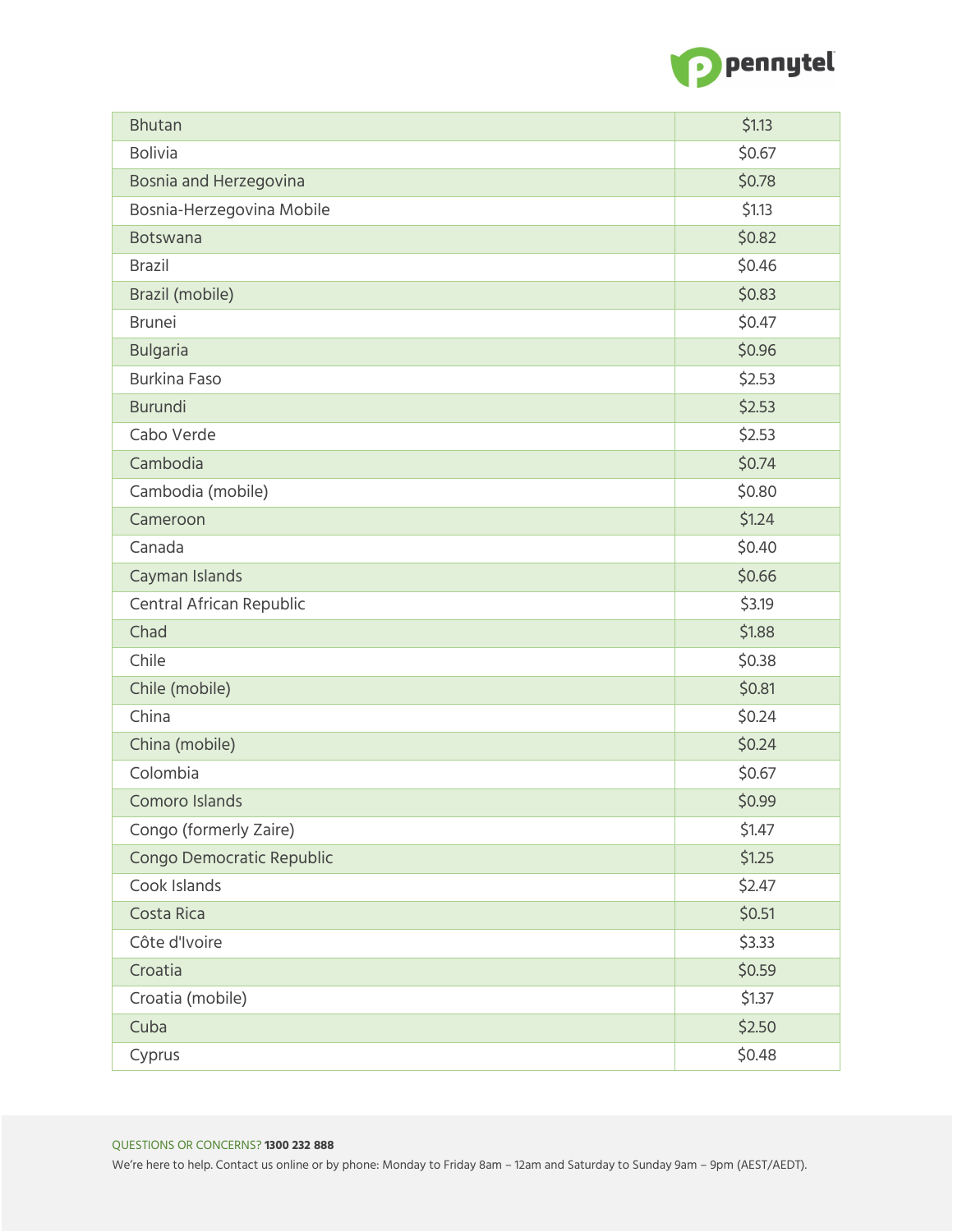| Bhutan | $1.13 |
|---|---|
| Bolivia | $0.67 |
| Bosnia and Herzegovina | $0.78 |
| Bosnia-Herzegovina Mobile | $1.13 |
| Botswana | $0.82 |
| Brazil | $0.46 |
| Brazil (mobile) | $0.83 |
| Brunei | $0.47 |
| Bulgaria | $0.96 |
| Burkina Faso | $2.53 |
| Burundi | $2.53 |
| Cabo Verde | $2.53 |
| Cambodia | $0.74 |
| Cambodia (mobile) | $0.80 |
| Cameroon | $1.24 |
| Canada | $0.40 |
| Cayman Islands | $0.66 |
| Central African Republic | $3.19 |
| Chad | $1.88 |
| Chile | $0.38 |
| Chile (mobile) | $0.81 |
| China | $0.24 |
| China (mobile) | $0.24 |
| Colombia | $0.67 |
| Comoro Islands | $0.99 |
| Congo (formerly Zaire) | $1.47 |
| Congo Democratic Republic | $1.25 |
| Cook Islands | $2.47 |
| Costa Rica | $0.51 |
| Côte d'Ivoire | $3.33 |
| Croatia | $0.59 |
| Croatia (mobile) | $1.37 |
| Cuba | $2.50 |
| Cyprus | $0.48 |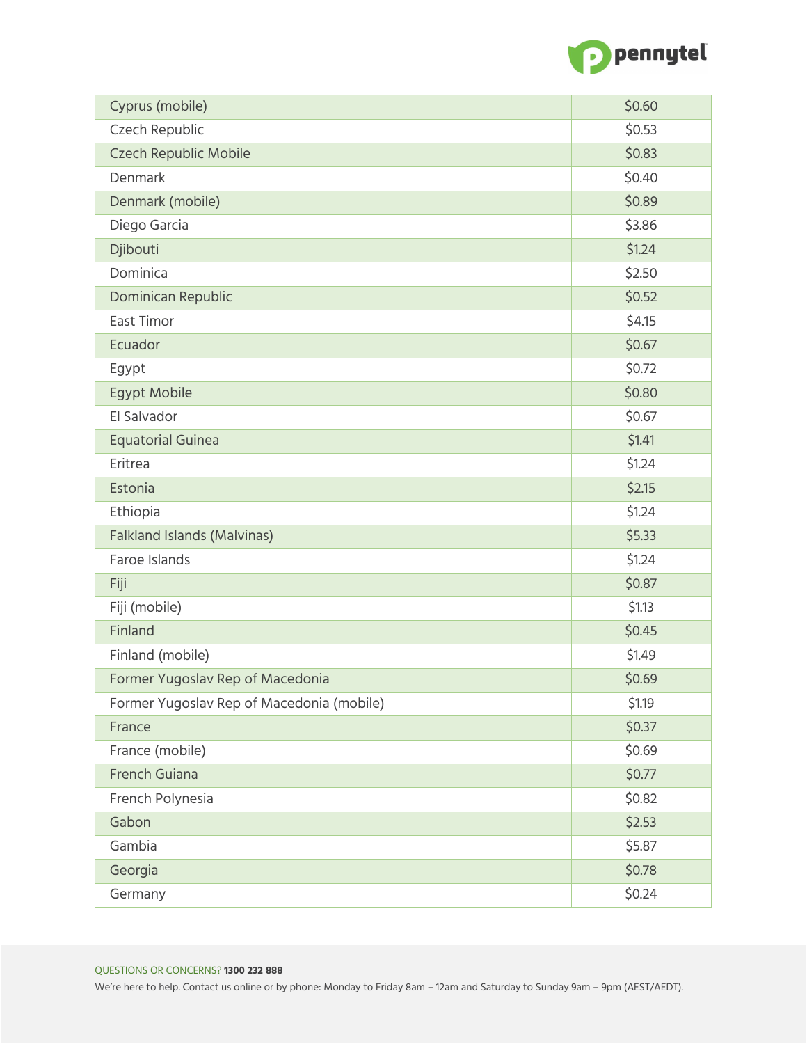| Cyprus (mobile) | $0.60 |
|---|---|
| Czech Republic | $0.53 |
| Czech Republic Mobile | $0.83 |
| Denmark | $0.40 |
| Denmark (mobile) | $0.89 |
| Diego Garcia | $3.86 |
| Djibouti | $1.24 |
| Dominica | $2.50 |
| Dominican Republic | $0.52 |
| East Timor | $4.15 |
| Ecuador | $0.67 |
| Egypt | $0.72 |
| Egypt Mobile | $0.80 |
| El Salvador | $0.67 |
| Equatorial Guinea | $1.41 |
| Eritrea | $1.24 |
| Estonia | $2.15 |
| Ethiopia | $1.24 |
| Falkland Islands (Malvinas) | $5.33 |
| Faroe Islands | $1.24 |
| Fiji | $0.87 |
| Fiji (mobile) | $1.13 |
| Finland | $0.45 |
| Finland (mobile) | $1.49 |
| Former Yugoslav Rep of Macedonia | $0.69 |
| Former Yugoslav Rep of Macedonia (mobile) | $1.19 |
| France | $0.37 |
| France (mobile) | $0.69 |
| French Guiana | $0.77 |
| French Polynesia | $0.82 |
| Gabon | $2.53 |
| Gambia | $5.87 |
| Georgia | $0.78 |
| Germany | $0.24 |

QUESTIONS OR CONCERNS? **1300 232 888**

We're here to help. Contact us online or by phone: Monday to Friday 8am – 12am and Saturday to Sunday 9am – 9pm (AEST/AEDT).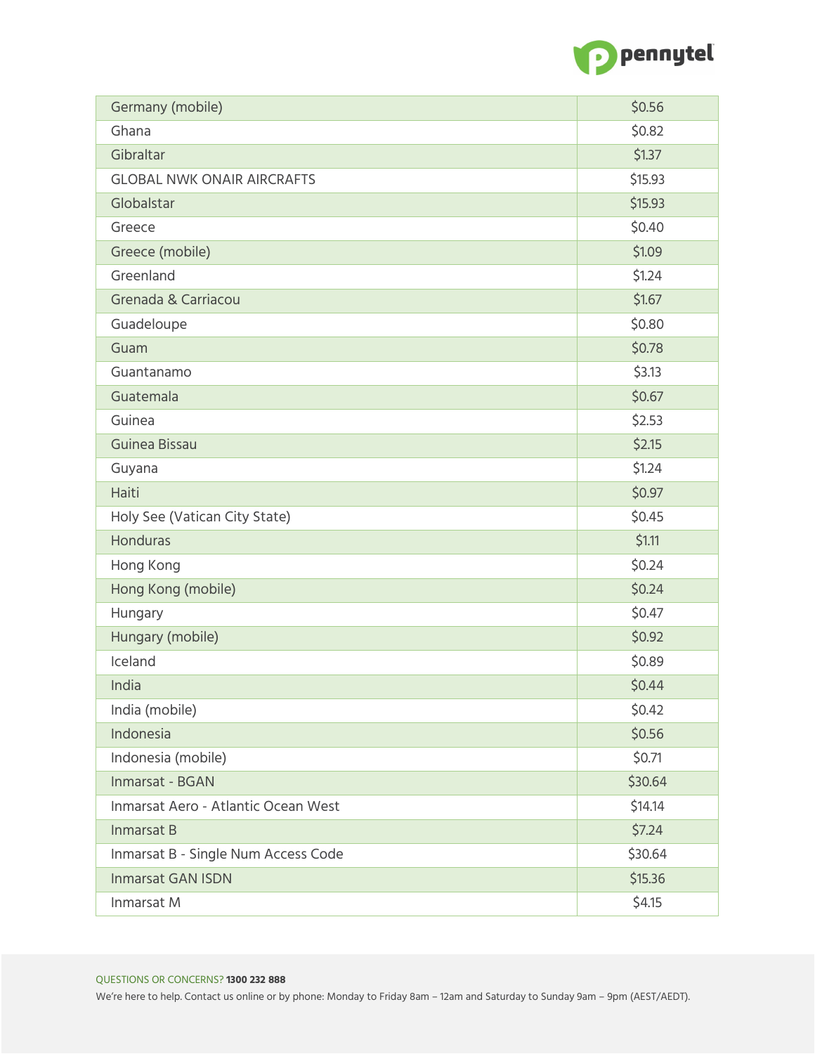| Germany (mobile) | $0.56 |
|---|---|
| Ghana | $0.82 |
| Gibraltar | $1.37 |
| GLOBAL NWK ONAIR AIRCRAFTS | $15.93 |
| Globalstar | $15.93 |
| Greece | $0.40 |
| Greece (mobile) | $1.09 |
| Greenland | $1.24 |
| Grenada & Carriacou | $1.67 |
| Guadeloupe | $0.80 |
| Guam | $0.78 |
| Guantanamo | $3.13 |
| Guatemala | $0.67 |
| Guinea | $2.53 |
| Guinea Bissau | $2.15 |
| Guyana | $1.24 |
| Haiti | $0.97 |
| Holy See (Vatican City State) | $0.45 |
| Honduras | $1.11 |
| Hong Kong | $0.24 |
| Hong Kong (mobile) | $0.24 |
| Hungary | $0.47 |
| Hungary (mobile) | $0.92 |
| Iceland | $0.89 |
| India | $0.44 |
| India (mobile) | $0.42 |
| Indonesia | $0.56 |
| Indonesia (mobile) | $0.71 |
| Inmarsat - BGAN | $30.64 |
| Inmarsat Aero - Atlantic Ocean West | $14.14 |
| Inmarsat B | $7.24 |
| Inmarsat B - Single Num Access Code | $30.64 |
| Inmarsat GAN ISDN | $15.36 |
| Inmarsat M | $4.15 |

QUESTIONS OR CONCERNS? **1300 232 888**

We're here to help. Contact us online or by phone: Monday to Friday 8am – 12am and Saturday to Sunday 9am – 9pm (AEST/AEDT).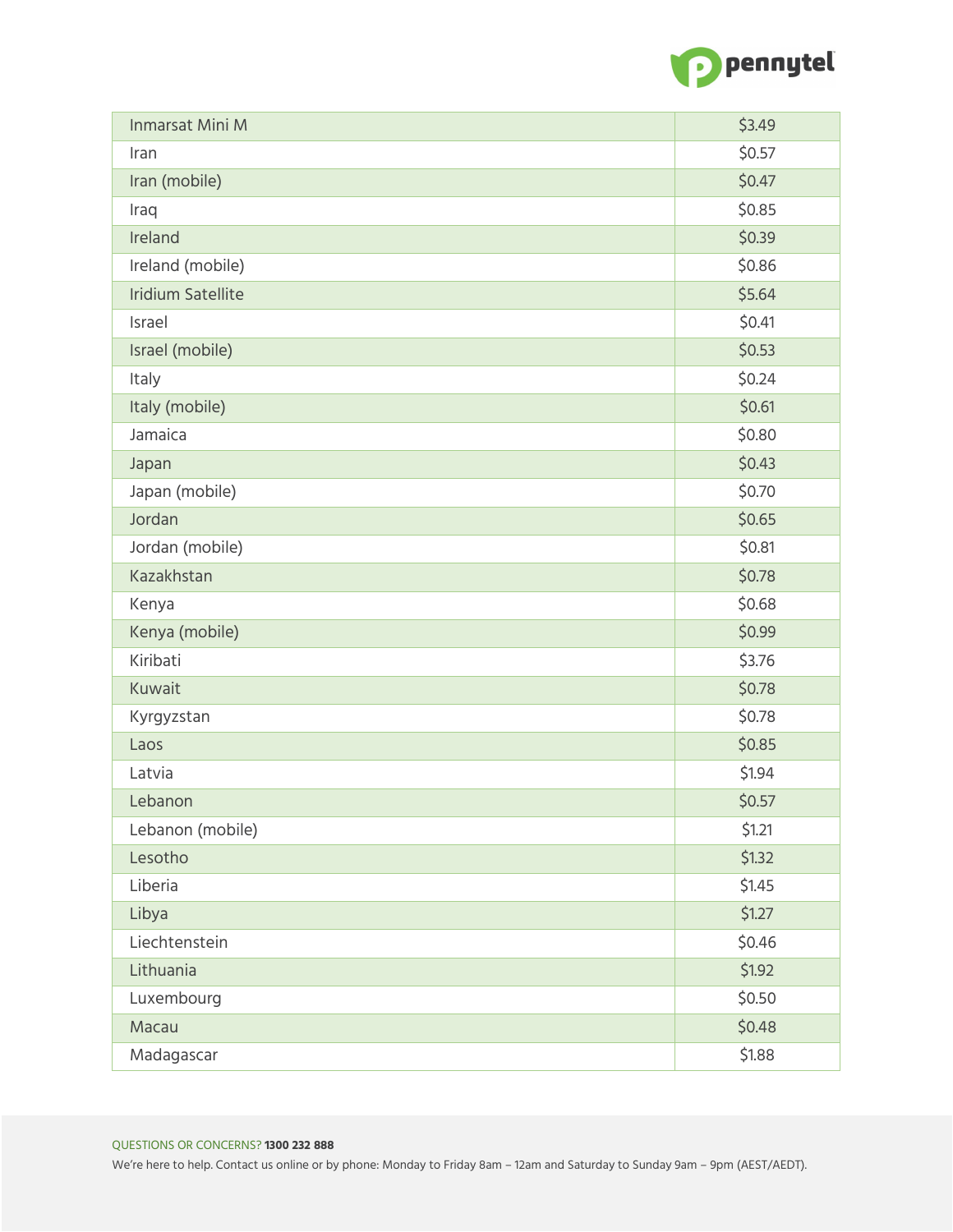| Inmarsat Mini M | $3.49 |
|---|---|
| Iran | $0.57 |
| Iran (mobile) | $0.47 |
| Iraq | $0.85 |
| Ireland | $0.39 |
| Ireland (mobile) | $0.86 |
| Iridium Satellite | $5.64 |
| Israel | $0.41 |
| Israel (mobile) | $0.53 |
| Italy | $0.24 |
| Italy (mobile) | $0.61 |
| Jamaica | $0.80 |
| Japan | $0.43 |
| Japan (mobile) | $0.70 |
| Jordan | $0.65 |
| Jordan (mobile) | $0.81 |
| Kazakhstan | $0.78 |
| Kenya | $0.68 |
| Kenya (mobile) | $0.99 |
| Kiribati | $3.76 |
| Kuwait | $0.78 |
| Kyrgyzstan | $0.78 |
| Laos | $0.85 |
| Latvia | $1.94 |
| Lebanon | $0.57 |
| Lebanon (mobile) | $1.21 |
| Lesotho | $1.32 |
| Liberia | $1.45 |
| Libya | $1.27 |
| Liechtenstein | $0.46 |
| Lithuania | $1.92 |
| Luxembourg | $0.50 |
| Macau | $0.48 |
| Madagascar | $1.88 |

QUESTIONS OR CONCERNS? **1300 232 888**
We're here to help. Contact us online or by phone: Monday to Friday 8am – 12am and Saturday to Sunday 9am – 9pm (AEST/AEDT).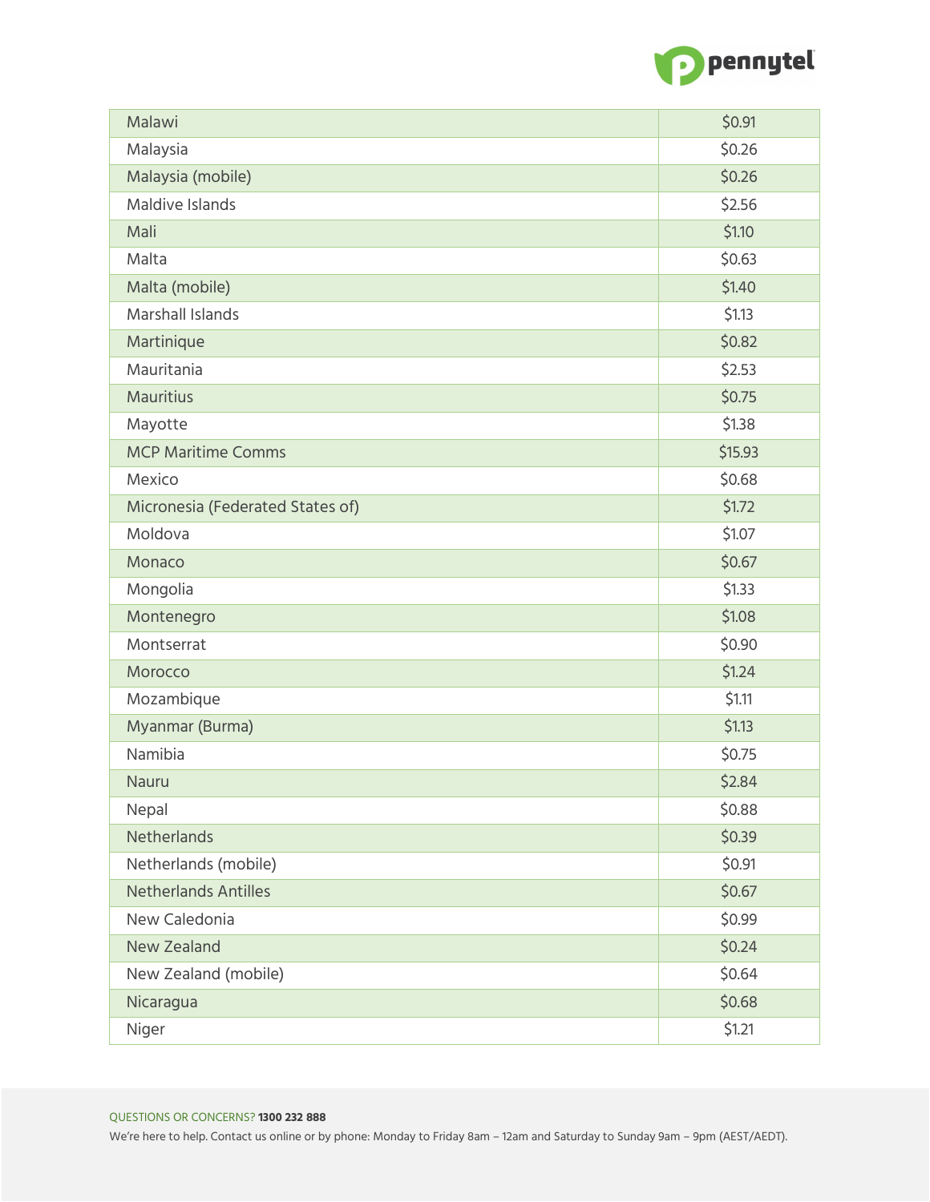| | |
|---|---|
| Malawi | $0.91 |
| Malaysia | $0.26 |
| Malaysia (mobile) | $0.26 |
| Maldive Islands | $2.56 |
| Mali | $1.10 |
| Malta | $0.63 |
| Malta (mobile) | $1.40 |
| Marshall Islands | $1.13 |
| Martinique | $0.82 |
| Mauritania | $2.53 |
| Mauritius | $0.75 |
| Mayotte | $1.38 |
| MCP Maritime Comms | $15.93 |
| Mexico | $0.68 |
| Micronesia (Federated States of) | $1.72 |
| Moldova | $1.07 |
| Monaco | $0.67 |
| Mongolia | $1.33 |
| Montenegro | $1.08 |
| Montserrat | $0.90 |
| Morocco | $1.24 |
| Mozambique | $1.11 |
| Myanmar (Burma) | $1.13 |
| Namibia | $0.75 |
| Nauru | $2.84 |
| Nepal | $0.88 |
| Netherlands | $0.39 |
| Netherlands (mobile) | $0.91 |
| Netherlands Antilles | $0.67 |
| New Caledonia | $0.99 |
| New Zealand | $0.24 |
| New Zealand (mobile) | $0.64 |
| Nicaragua | $0.68 |
| Niger | $1.21 |

QUESTIONS OR CONCERNS? **1300 232 888**

We're here to help. Contact us online or by phone: Monday to Friday 8am – 12am and Saturday to Sunday 9am – 9pm (AEST/AEDT).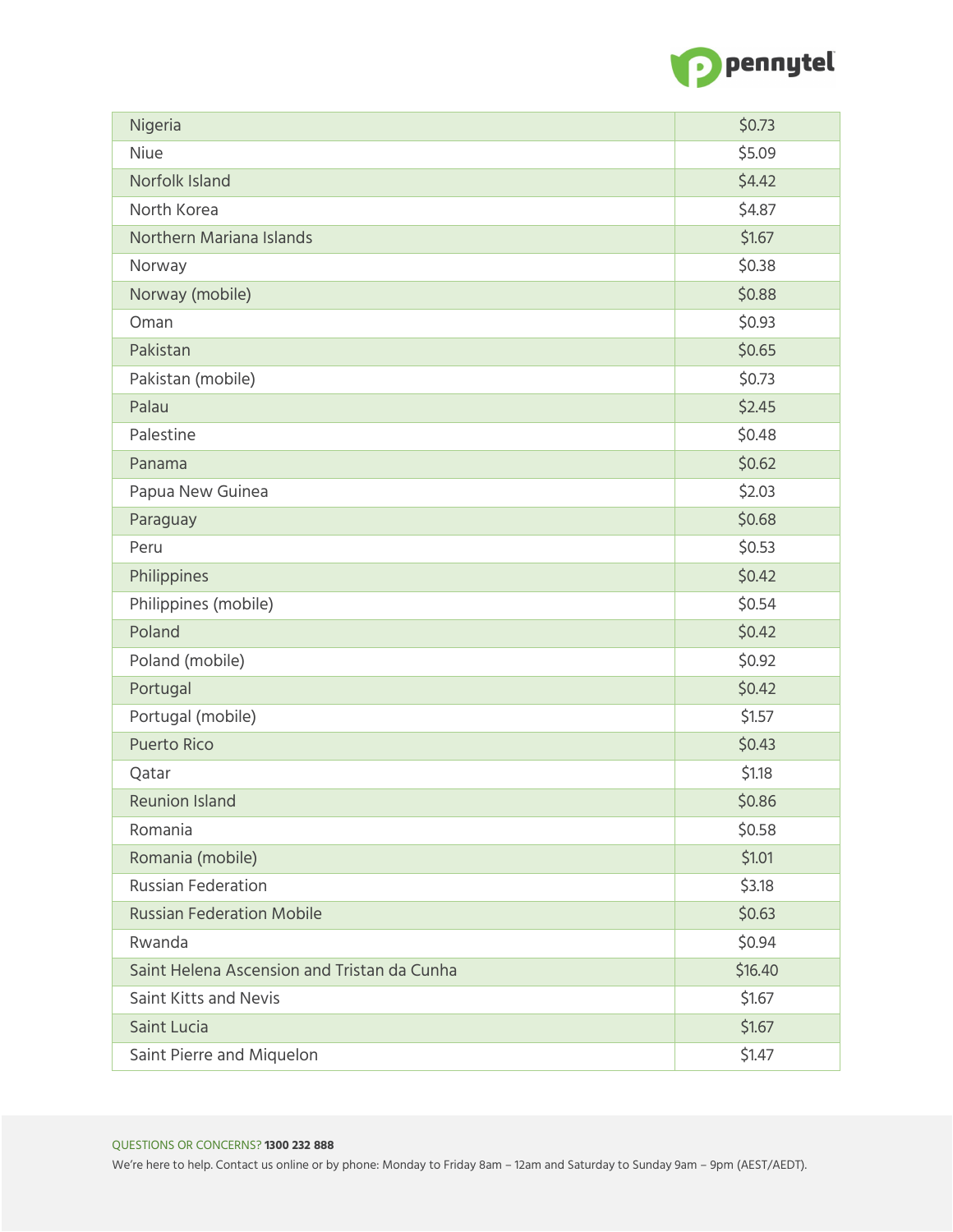| Nigeria | $0.73 |
|---|---|
| Niue | $5.09 |
| Norfolk Island | $4.42 |
| North Korea | $4.87 |
| Northern Mariana Islands | $1.67 |
| Norway | $0.38 |
| Norway (mobile) | $0.88 |
| Oman | $0.93 |
| Pakistan | $0.65 |
| Pakistan (mobile) | $0.73 |
| Palau | $2.45 |
| Palestine | $0.48 |
| Panama | $0.62 |
| Papua New Guinea | $2.03 |
| Paraguay | $0.68 |
| Peru | $0.53 |
| Philippines | $0.42 |
| Philippines (mobile) | $0.54 |
| Poland | $0.42 |
| Poland (mobile) | $0.92 |
| Portugal | $0.42 |
| Portugal (mobile) | $1.57 |
| Puerto Rico | $0.43 |
| Qatar | $1.18 |
| Reunion Island | $0.86 |
| Romania | $0.58 |
| Romania (mobile) | $1.01 |
| Russian Federation | $3.18 |
| Russian Federation Mobile | $0.63 |
| Rwanda | $0.94 |
| Saint Helena Ascension and Tristan da Cunha | $16.40 |
| Saint Kitts and Nevis | $1.67 |
| Saint Lucia | $1.67 |
| Saint Pierre and Miquelon | $1.47 |

QUESTIONS OR CONCERNS? **1300 232 888**

We're here to help. Contact us online or by phone: Monday to Friday 8am – 12am and Saturday to Sunday 9am – 9pm (AEST/AEDT).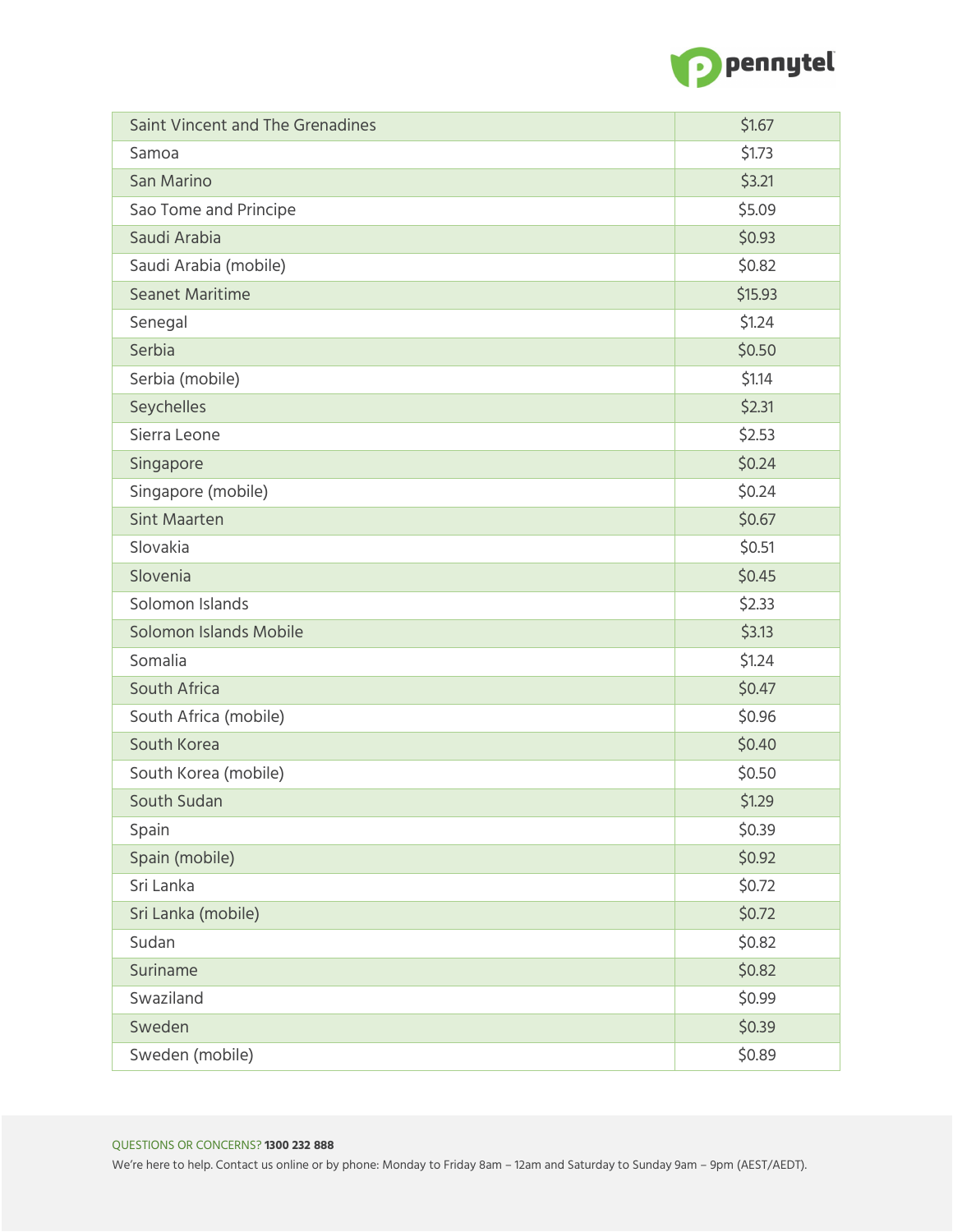| | |
|---|---|
| Saint Vincent and The Grenadines | $1.67 |
| Samoa | $1.73 |
| San Marino | $3.21 |
| Sao Tome and Principe | $5.09 |
| Saudi Arabia | $0.93 |
| Saudi Arabia (mobile) | $0.82 |
| Seanet Maritime | $15.93 |
| Senegal | $1.24 |
| Serbia | $0.50 |
| Serbia (mobile) | $1.14 |
| Seychelles | $2.31 |
| Sierra Leone | $2.53 |
| Singapore | $0.24 |
| Singapore (mobile) | $0.24 |
| Sint Maarten | $0.67 |
| Slovakia | $0.51 |
| Slovenia | $0.45 |
| Solomon Islands | $2.33 |
| Solomon Islands Mobile | $3.13 |
| Somalia | $1.24 |
| South Africa | $0.47 |
| South Africa (mobile) | $0.96 |
| South Korea | $0.40 |
| South Korea (mobile) | $0.50 |
| South Sudan | $1.29 |
| Spain | $0.39 |
| Spain (mobile) | $0.92 |
| Sri Lanka | $0.72 |
| Sri Lanka (mobile) | $0.72 |
| Sudan | $0.82 |
| Suriname | $0.82 |
| Swaziland | $0.99 |
| Sweden | $0.39 |
| Sweden (mobile) | $0.89 |

QUESTIONS OR CONCERNS? **1300 232 888**

We're here to help. Contact us online or by phone: Monday to Friday 8am – 12am and Saturday to Sunday 9am – 9pm (AEST/AEDT).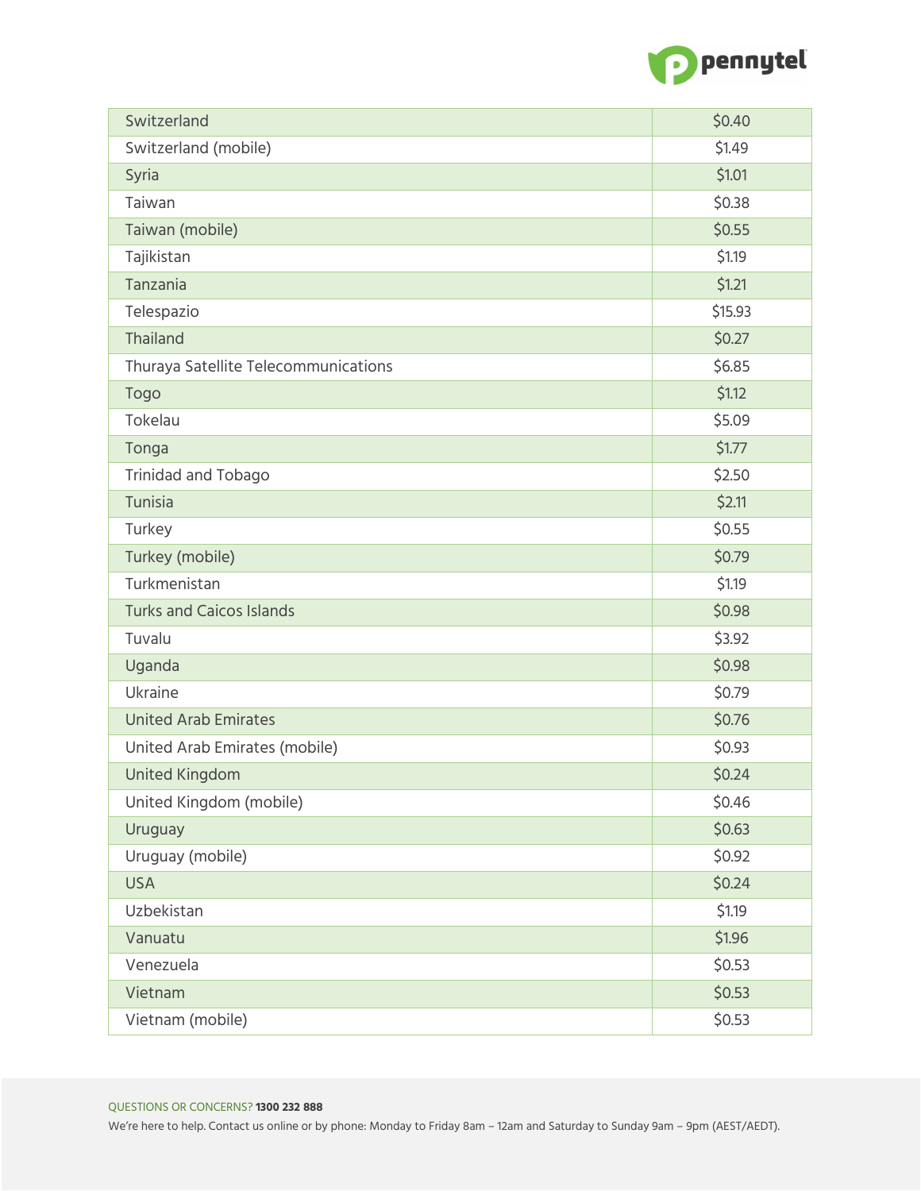| Switzerland | $0.40 |
|---|---|
| Switzerland (mobile) | $1.49 |
| Syria | $1.01 |
| Taiwan | $0.38 |
| Taiwan (mobile) | $0.55 |
| Tajikistan | $1.19 |
| Tanzania | $1.21 |
| Telespazio | $15.93 |
| Thailand | $0.27 |
| Thuraya Satellite Telecommunications | $6.85 |
| Togo | $1.12 |
| Tokelau | $5.09 |
| Tonga | $1.77 |
| Trinidad and Tobago | $2.50 |
| Tunisia | $2.11 |
| Turkey | $0.55 |
| Turkey (mobile) | $0.79 |
| Turkmenistan | $1.19 |
| Turks and Caicos Islands | $0.98 |
| Tuvalu | $3.92 |
| Uganda | $0.98 |
| Ukraine | $0.79 |
| United Arab Emirates | $0.76 |
| United Arab Emirates (mobile) | $0.93 |
| United Kingdom | $0.24 |
| United Kingdom (mobile) | $0.46 |
| Uruguay | $0.63 |
| Uruguay (mobile) | $0.92 |
| USA | $0.24 |
| Uzbekistan | $1.19 |
| Vanuatu | $1.96 |
| Venezuela | $0.53 |
| Vietnam | $0.53 |
| Vietnam (mobile) | $0.53 |

QUESTIONS OR CONCERNS? **1300 232 888**

We're here to help. Contact us online or by phone: Monday to Friday 8am – 12am and Saturday to Sunday 9am – 9pm (AEST/AEDT).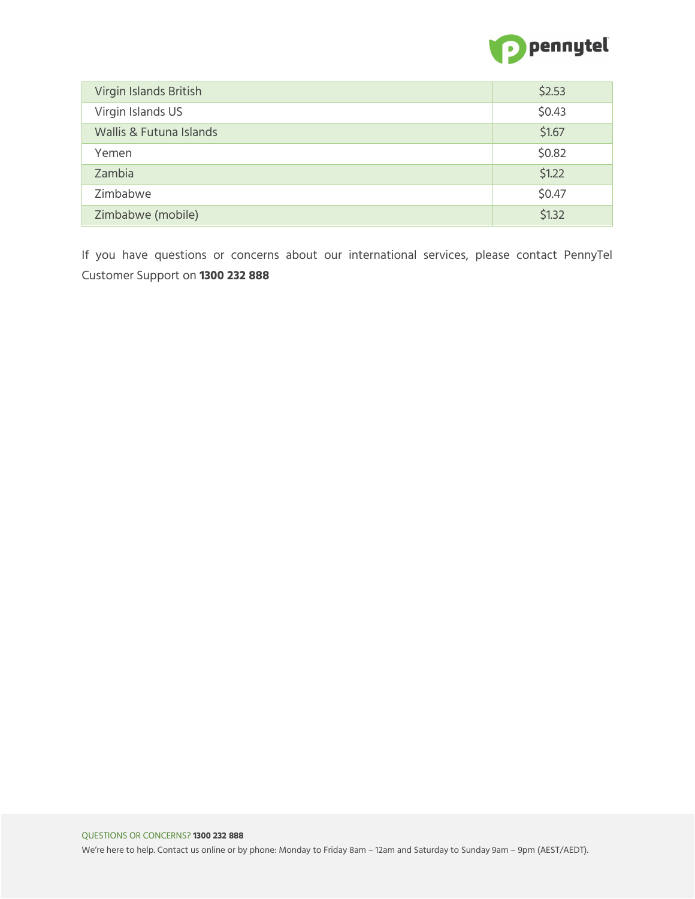| | |
|---|---|
| Virgin Islands British | $2.53 |
| Virgin Islands US | $0.43 |
| Wallis & Futuna Islands | $1.67 |
| Yemen | $0.82 |
| Zambia | $1.22 |
| Zimbabwe | $0.47 |
| Zimbabwe (mobile) | $1.32 |

If you have questions or concerns about our international services, please contact PennyTel Customer Support on **1300 232 888**

QUESTIONS OR CONCERNS? **1300 232 888**

We're here to help. Contact us online or by phone: Monday to Friday 8am – 12am and Saturday to Sunday 9am – 9pm (AEST/AEDT).